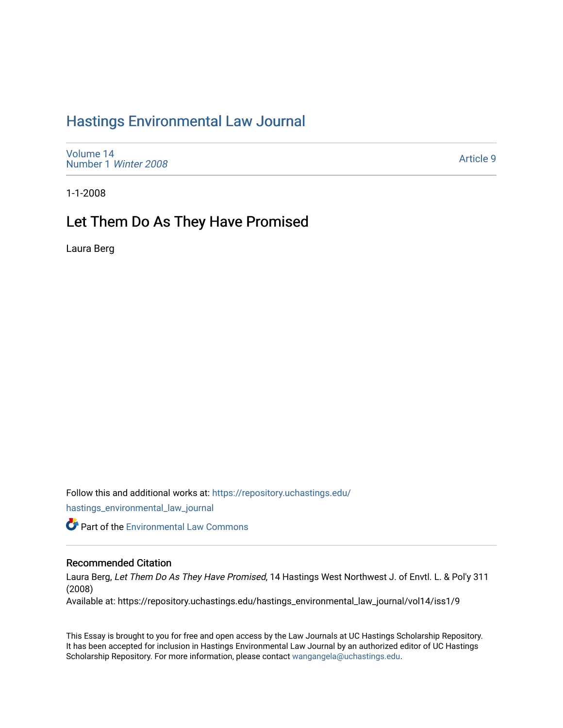# Hastings Environmental Law Journal

Volume 14
Number 1 *Winter 2008*

Article 9

1-1-2008

## Let Them Do As They Have Promised

Laura Berg

Follow this and additional works at: https://repository.uchastings.edu/hastings_environmental_law_journal

Part of the Environmental Law Commons

### Recommended Citation

Laura Berg, *Let Them Do As They Have Promised*, 14 Hastings West Northwest J. of Envtl. L. & Pol'y 311 (2008)

Available at: https://repository.uchastings.edu/hastings_environmental_law_journal/vol14/iss1/9

This Essay is brought to you for free and open access by the Law Journals at UC Hastings Scholarship Repository. It has been accepted for inclusion in Hastings Environmental Law Journal by an authorized editor of UC Hastings Scholarship Repository. For more information, please contact wangangela@uchastings.edu.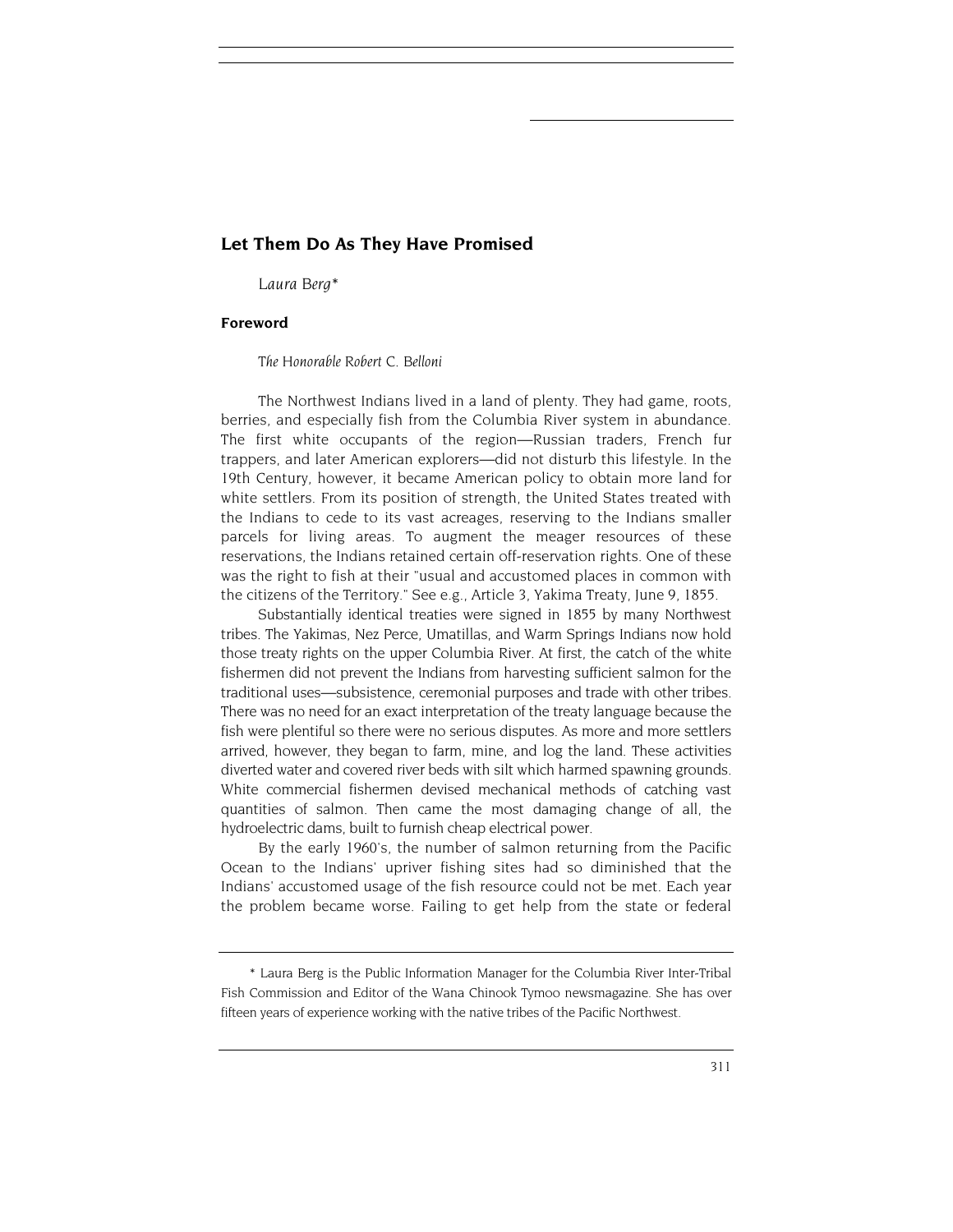## Let Them Do As They Have Promised

*Laura Berg**

### Foreword

*The Honorable Robert C. Belloni*

The Northwest Indians lived in a land of plenty. They had game, roots, berries, and especially fish from the Columbia River system in abundance. The first white occupants of the region—Russian traders, French fur trappers, and later American explorers—did not disturb this lifestyle. In the 19th Century, however, it became American policy to obtain more land for white settlers. From its position of strength, the United States treated with the Indians to cede to its vast acreages, reserving to the Indians smaller parcels for living areas. To augment the meager resources of these reservations, the Indians retained certain off-reservation rights. One of these was the right to fish at their "usual and accustomed places in common with the citizens of the Territory." See e.g., Article 3, Yakima Treaty, June 9, 1855.

Substantially identical treaties were signed in 1855 by many Northwest tribes. The Yakimas, Nez Perce, Umatillas, and Warm Springs Indians now hold those treaty rights on the upper Columbia River. At first, the catch of the white fishermen did not prevent the Indians from harvesting sufficient salmon for the traditional uses—subsistence, ceremonial purposes and trade with other tribes. There was no need for an exact interpretation of the treaty language because the fish were plentiful so there were no serious disputes. As more and more settlers arrived, however, they began to farm, mine, and log the land. These activities diverted water and covered river beds with silt which harmed spawning grounds. White commercial fishermen devised mechanical methods of catching vast quantities of salmon. Then came the most damaging change of all, the hydroelectric dams, built to furnish cheap electrical power.

By the early 1960's, the number of salmon returning from the Pacific Ocean to the Indians' upriver fishing sites had so diminished that the Indians' accustomed usage of the fish resource could not be met. Each year the problem became worse. Failing to get help from the state or federal

\* Laura Berg is the Public Information Manager for the Columbia River Inter-Tribal Fish Commission and Editor of the Wana Chinook Tymoo newsmagazine. She has over fifteen years of experience working with the native tribes of the Pacific Northwest.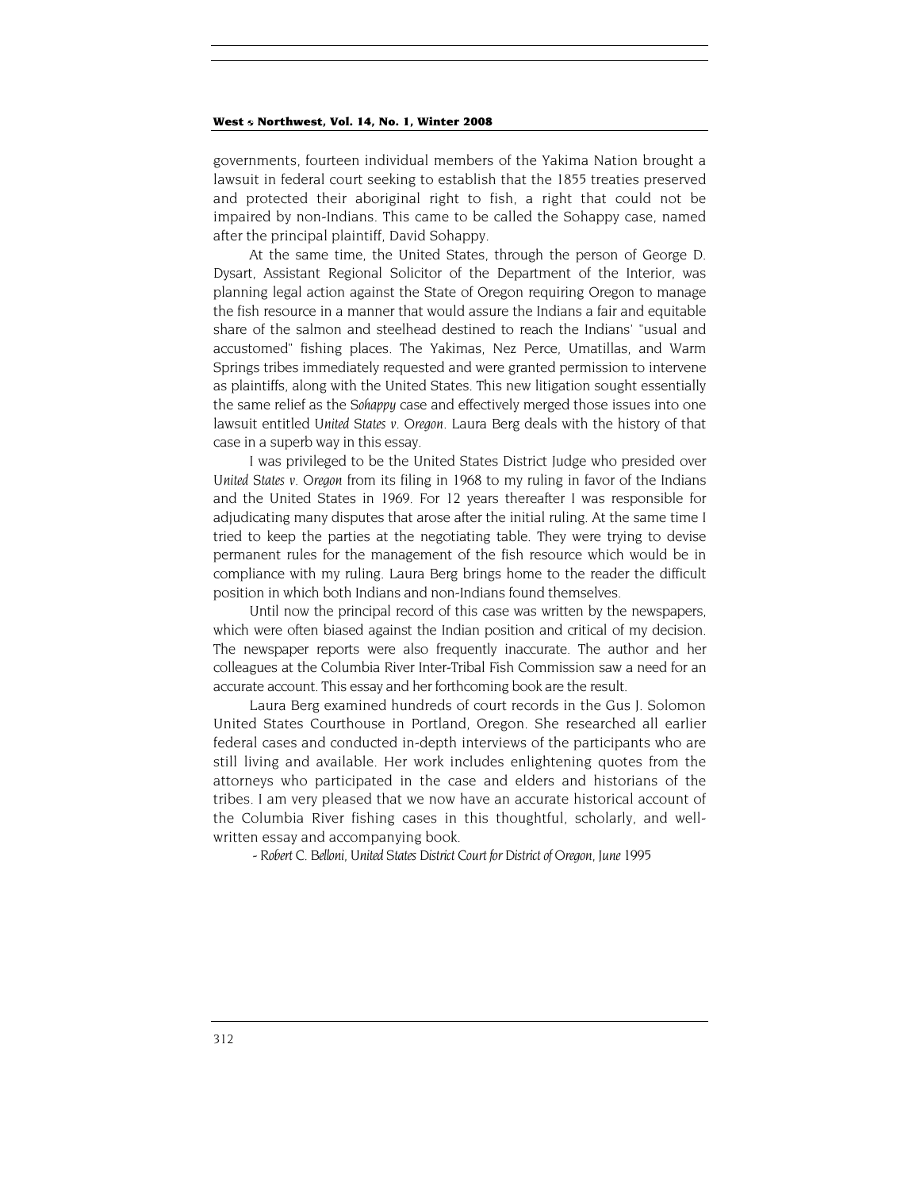governments, fourteen individual members of the Yakima Nation brought a lawsuit in federal court seeking to establish that the 1855 treaties preserved and protected their aboriginal right to fish, a right that could not be impaired by non-Indians. This came to be called the Sohappy case, named after the principal plaintiff, David Sohappy.

At the same time, the United States, through the person of George D. Dysart, Assistant Regional Solicitor of the Department of the Interior, was planning legal action against the State of Oregon requiring Oregon to manage the fish resource in a manner that would assure the Indians a fair and equitable share of the salmon and steelhead destined to reach the Indians' "usual and accustomed" fishing places. The Yakimas, Nez Perce, Umatillas, and Warm Springs tribes immediately requested and were granted permission to intervene as plaintiffs, along with the United States. This new litigation sought essentially the same relief as the *Sohappy* case and effectively merged those issues into one lawsuit entitled *United States v. Oregon*. Laura Berg deals with the history of that case in a superb way in this essay.

I was privileged to be the United States District Judge who presided over *United States v. Oregon* from its filing in 1968 to my ruling in favor of the Indians and the United States in 1969. For 12 years thereafter I was responsible for adjudicating many disputes that arose after the initial ruling. At the same time I tried to keep the parties at the negotiating table. They were trying to devise permanent rules for the management of the fish resource which would be in compliance with my ruling. Laura Berg brings home to the reader the difficult position in which both Indians and non-Indians found themselves.

Until now the principal record of this case was written by the newspapers, which were often biased against the Indian position and critical of my decision. The newspaper reports were also frequently inaccurate. The author and her colleagues at the Columbia River Inter-Tribal Fish Commission saw a need for an accurate account. This essay and her forthcoming book are the result.

Laura Berg examined hundreds of court records in the Gus J. Solomon United States Courthouse in Portland, Oregon. She researched all earlier federal cases and conducted in-depth interviews of the participants who are still living and available. Her work includes enlightening quotes from the attorneys who participated in the case and elders and historians of the tribes. I am very pleased that we now have an accurate historical account of the Columbia River fishing cases in this thoughtful, scholarly, and well-written essay and accompanying book.

*- Robert C. Belloni, United States District Court for District of Oregon, June 1995*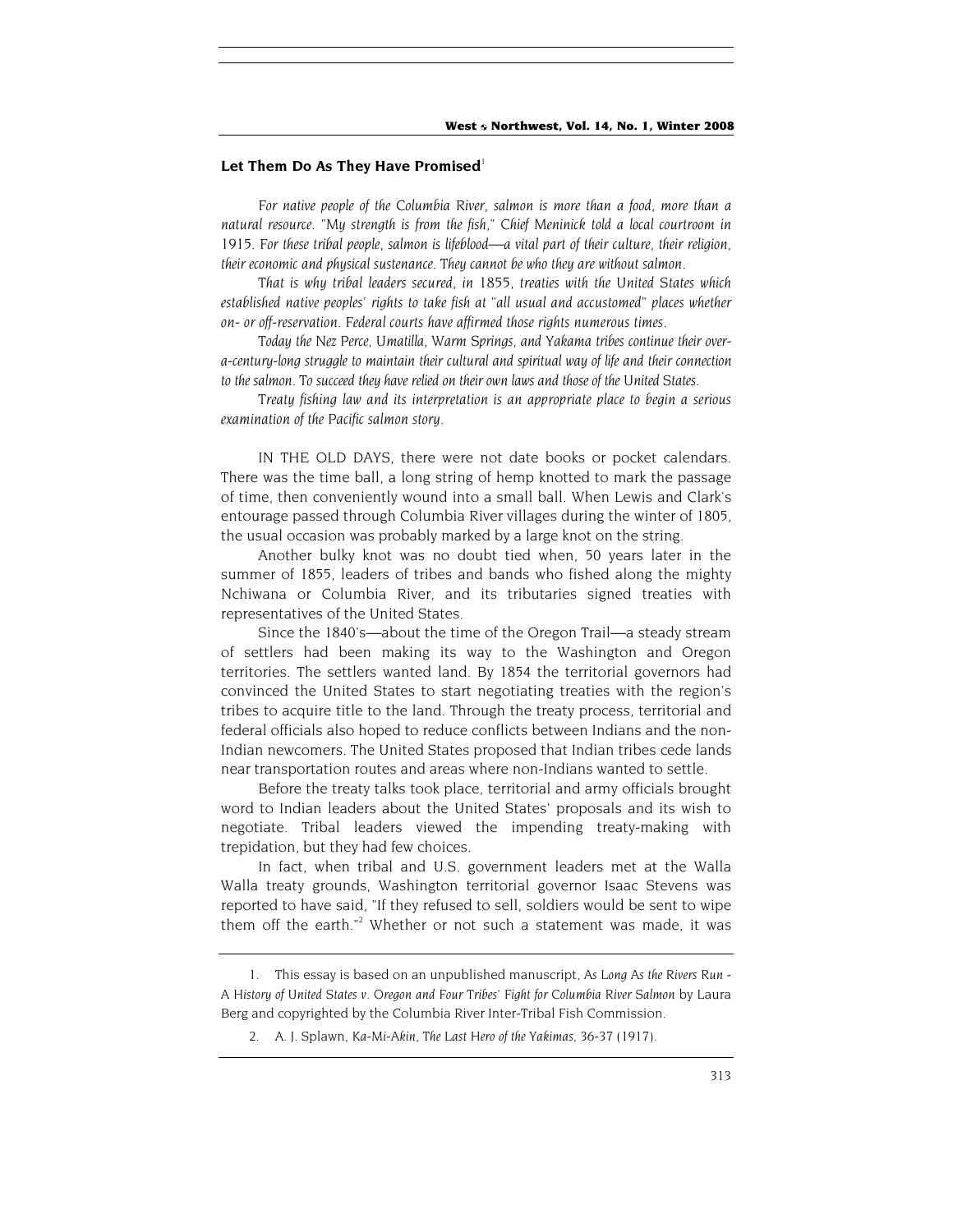## Let Them Do As They Have Promised[1]

*For native people of the Columbia River, salmon is more than a food, more than a natural resource. "My strength is from the fish," Chief Meninick told a local courtroom in 1915. For these tribal people, salmon is lifeblood—a vital part of their culture, their religion, their economic and physical sustenance. They cannot be who they are without salmon.*

*That is why tribal leaders secured, in 1855, treaties with the United States which established native peoples' rights to take fish at "all usual and accustomed" places whether on- or off-reservation. Federal courts have affirmed those rights numerous times.*

*Today the Nez Perce, Umatilla, Warm Springs, and Yakama tribes continue their over-a-century-long struggle to maintain their cultural and spiritual way of life and their connection to the salmon. To succeed they have relied on their own laws and those of the United States.*

*Treaty fishing law and its interpretation is an appropriate place to begin a serious examination of the Pacific salmon story.*

IN THE OLD DAYS, there were not date books or pocket calendars. There was the time ball, a long string of hemp knotted to mark the passage of time, then conveniently wound into a small ball. When Lewis and Clark's entourage passed through Columbia River villages during the winter of 1805, the usual occasion was probably marked by a large knot on the string.

Another bulky knot was no doubt tied when, 50 years later in the summer of 1855, leaders of tribes and bands who fished along the mighty Nchiwana or Columbia River, and its tributaries signed treaties with representatives of the United States.

Since the 1840's—about the time of the Oregon Trail—a steady stream of settlers had been making its way to the Washington and Oregon territories. The settlers wanted land. By 1854 the territorial governors had convinced the United States to start negotiating treaties with the region's tribes to acquire title to the land. Through the treaty process, territorial and federal officials also hoped to reduce conflicts between Indians and the non-Indian newcomers. The United States proposed that Indian tribes cede lands near transportation routes and areas where non-Indians wanted to settle.

Before the treaty talks took place, territorial and army officials brought word to Indian leaders about the United States' proposals and its wish to negotiate. Tribal leaders viewed the impending treaty-making with trepidation, but they had few choices.

In fact, when tribal and U.S. government leaders met at the Walla Walla treaty grounds, Washington territorial governor Isaac Stevens was reported to have said, "If they refused to sell, soldiers would be sent to wipe them off the earth."[2] Whether or not such a statement was made, it was

---

1. This essay is based on an unpublished manuscript, *As Long As the Rivers Run - A History of United States v. Oregon and Four Tribes' Fight for Columbia River Salmon* by Laura Berg and copyrighted by the Columbia River Inter-Tribal Fish Commission.

2. A. J. Splawn, *Ka-Mi-Akin, The Last Hero of the Yakimas,* 36-37 (1917).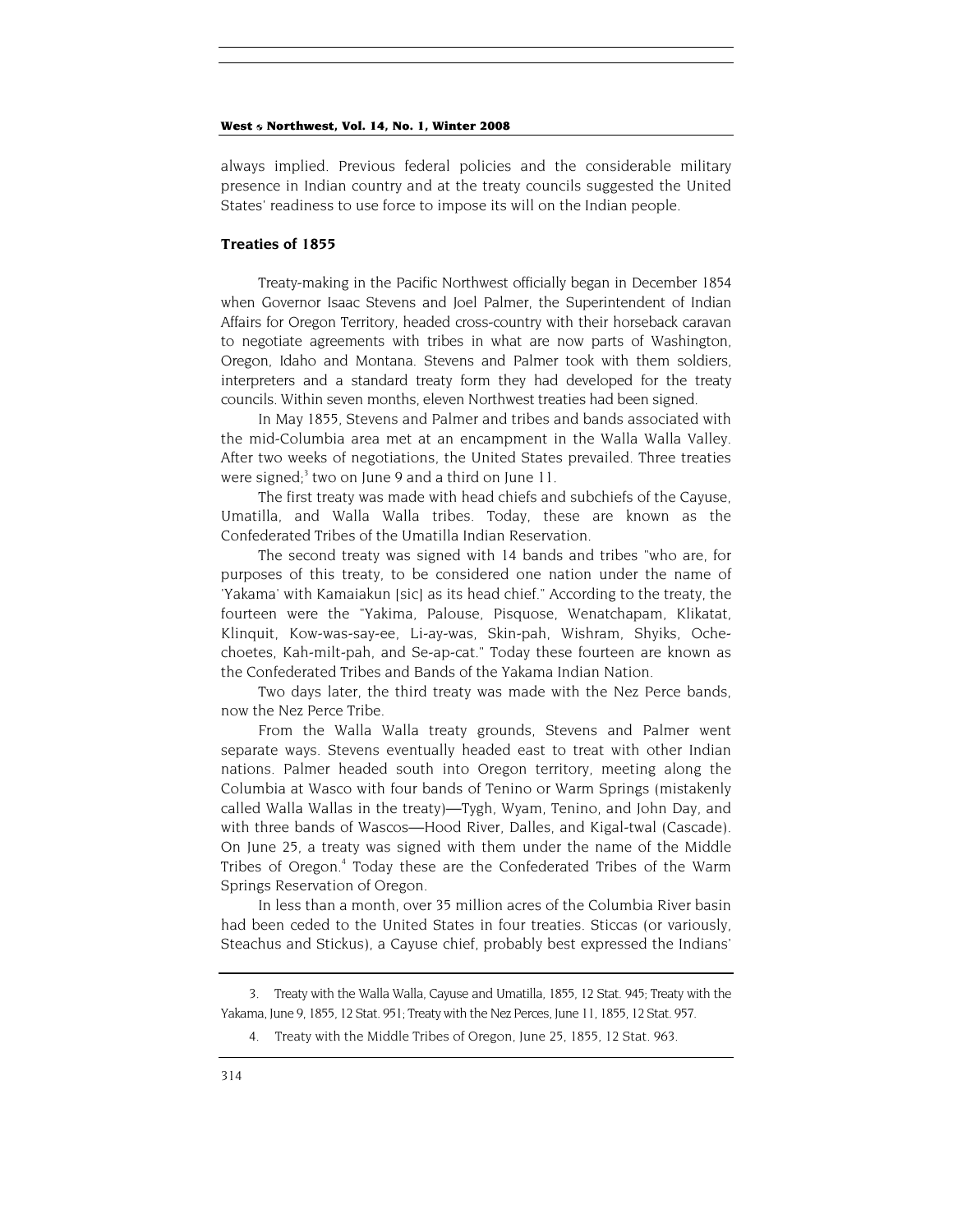always implied. Previous federal policies and the considerable military presence in Indian country and at the treaty councils suggested the United States' readiness to use force to impose its will on the Indian people.

### Treaties of 1855

Treaty-making in the Pacific Northwest officially began in December 1854 when Governor Isaac Stevens and Joel Palmer, the Superintendent of Indian Affairs for Oregon Territory, headed cross-country with their horseback caravan to negotiate agreements with tribes in what are now parts of Washington, Oregon, Idaho and Montana. Stevens and Palmer took with them soldiers, interpreters and a standard treaty form they had developed for the treaty councils. Within seven months, eleven Northwest treaties had been signed.

In May 1855, Stevens and Palmer and tribes and bands associated with the mid-Columbia area met at an encampment in the Walla Walla Valley. After two weeks of negotiations, the United States prevailed. Three treaties were signed;[3] two on June 9 and a third on June 11.

The first treaty was made with head chiefs and subchiefs of the Cayuse, Umatilla, and Walla Walla tribes. Today, these are known as the Confederated Tribes of the Umatilla Indian Reservation.

The second treaty was signed with 14 bands and tribes "who are, for purposes of this treaty, to be considered one nation under the name of 'Yakama' with Kamaiakun [sic] as its head chief." According to the treaty, the fourteen were the "Yakima, Palouse, Pisquose, Wenatchapam, Klikatat, Klinquit, Kow-was-say-ee, Li-ay-was, Skin-pah, Wishram, Shyiks, Oche-choetes, Kah-milt-pah, and Se-ap-cat." Today these fourteen are known as the Confederated Tribes and Bands of the Yakama Indian Nation.

Two days later, the third treaty was made with the Nez Perce bands, now the Nez Perce Tribe.

From the Walla Walla treaty grounds, Stevens and Palmer went separate ways. Stevens eventually headed east to treat with other Indian nations. Palmer headed south into Oregon territory, meeting along the Columbia at Wasco with four bands of Tenino or Warm Springs (mistakenly called Walla Wallas in the treaty)—Tygh, Wyam, Tenino, and John Day, and with three bands of Wascos—Hood River, Dalles, and Kigal-twal (Cascade). On June 25, a treaty was signed with them under the name of the Middle Tribes of Oregon.[4] Today these are the Confederated Tribes of the Warm Springs Reservation of Oregon.

In less than a month, over 35 million acres of the Columbia River basin had been ceded to the United States in four treaties. Sticcas (or variously, Steachus and Stickus), a Cayuse chief, probably best expressed the Indians'

---

3. Treaty with the Walla Walla, Cayuse and Umatilla, 1855, 12 Stat. 945; Treaty with the Yakama, June 9, 1855, 12 Stat. 951; Treaty with the Nez Perces, June 11, 1855, 12 Stat. 957.

4. Treaty with the Middle Tribes of Oregon, June 25, 1855, 12 Stat. 963.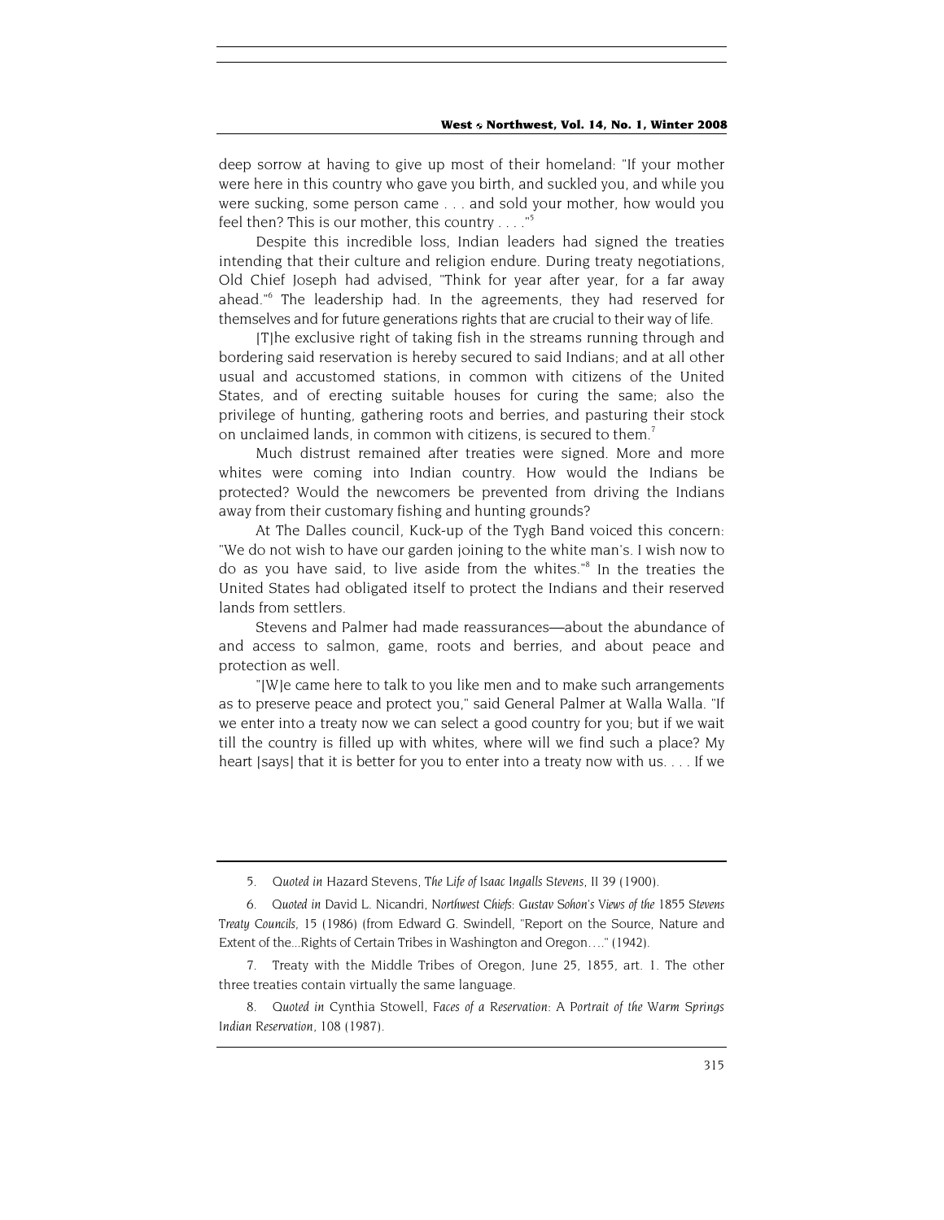deep sorrow at having to give up most of their homeland: "If your mother were here in this country who gave you birth, and suckled you, and while you were sucking, some person came . . . and sold your mother, how would you feel then? This is our mother, this country . . . ."[5]

Despite this incredible loss, Indian leaders had signed the treaties intending that their culture and religion endure. During treaty negotiations, Old Chief Joseph had advised, "Think for year after year, for a far away ahead."[6] The leadership had. In the agreements, they had reserved for themselves and for future generations rights that are crucial to their way of life.

> [T]he exclusive right of taking fish in the streams running through and bordering said reservation is hereby secured to said Indians; and at all other usual and accustomed stations, in common with citizens of the United States, and of erecting suitable houses for curing the same; also the privilege of hunting, gathering roots and berries, and pasturing their stock on unclaimed lands, in common with citizens, is secured to them.[7]

Much distrust remained after treaties were signed. More and more whites were coming into Indian country. How would the Indians be protected? Would the newcomers be prevented from driving the Indians away from their customary fishing and hunting grounds?

At The Dalles council, Kuck-up of the Tygh Band voiced this concern: "We do not wish to have our garden joining to the white man's. I wish now to do as you have said, to live aside from the whites."[8] In the treaties the United States had obligated itself to protect the Indians and their reserved lands from settlers.

Stevens and Palmer had made reassurances—about the abundance of and access to salmon, game, roots and berries, and about peace and protection as well.

"[W]e came here to talk to you like men and to make such arrangements as to preserve peace and protect you," said General Palmer at Walla Walla. "If we enter into a treaty now we can select a good country for you; but if we wait till the country is filled up with whites, where will we find such a place? My heart [says] that it is better for you to enter into a treaty now with us. . . . If we

---

5. *Quoted in* Hazard Stevens, *The Life of Isaac Ingalls Stevens*, II 39 (1900).

6. *Quoted in* David L. Nicandri, *Northwest Chiefs: Gustav Sohon's Views of the 1855 Stevens Treaty Councils*, 15 (1986) (from Edward G. Swindell, "Report on the Source, Nature and Extent of the...Rights of Certain Tribes in Washington and Oregon…." (1942).

7. Treaty with the Middle Tribes of Oregon, June 25, 1855, art. 1. The other three treaties contain virtually the same language.

8. *Quoted in* Cynthia Stowell, *Faces of a Reservation: A Portrait of the Warm Springs Indian Reservation*, 108 (1987).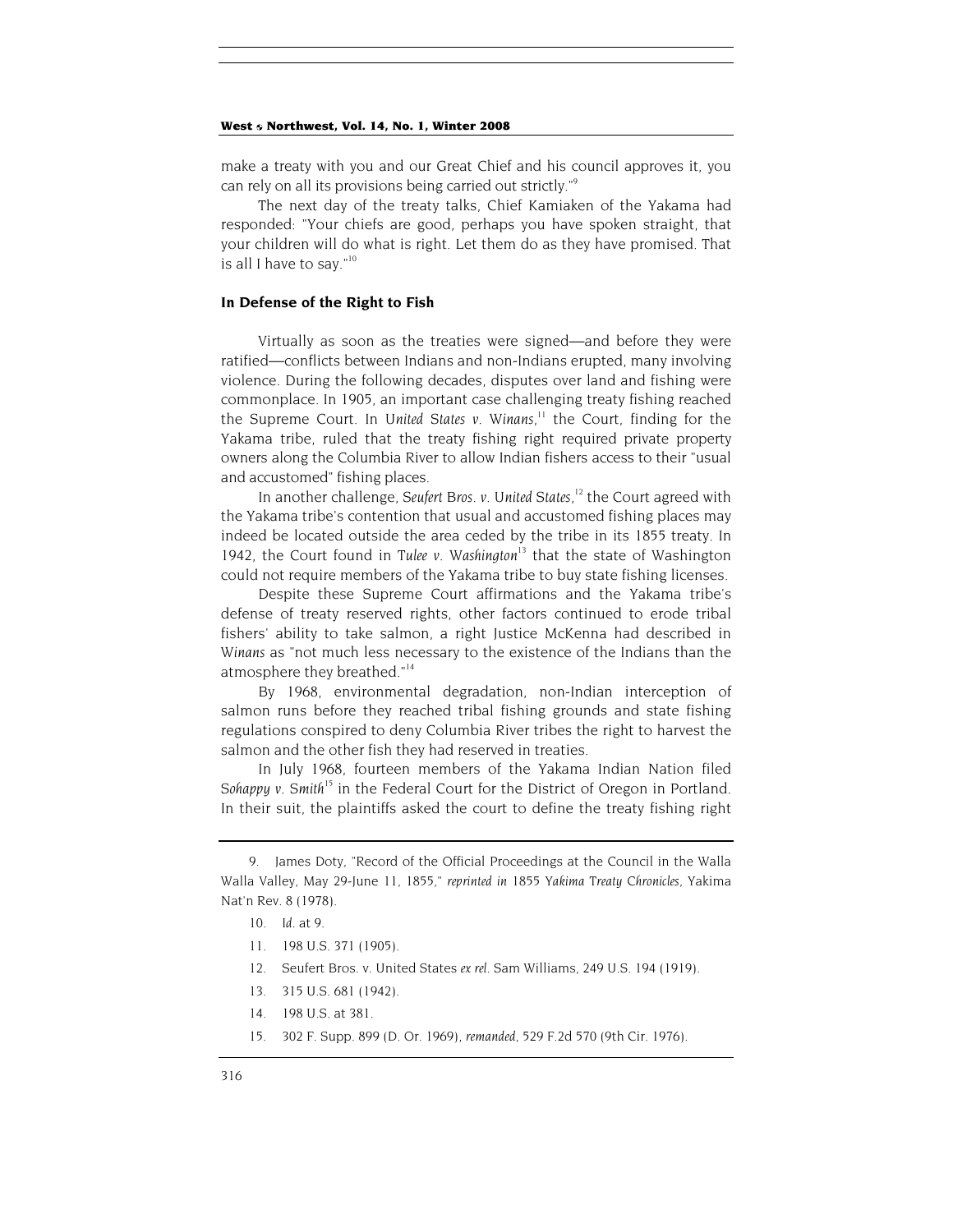make a treaty with you and our Great Chief and his council approves it, you can rely on all its provisions being carried out strictly."[9]

The next day of the treaty talks, Chief Kamiaken of the Yakama had responded: "Your chiefs are good, perhaps you have spoken straight, that your children will do what is right. Let them do as they have promised. That is all I have to say."[10]

## In Defense of the Right to Fish

Virtually as soon as the treaties were signed—and before they were ratified—conflicts between Indians and non-Indians erupted, many involving violence. During the following decades, disputes over land and fishing were commonplace. In 1905, an important case challenging treaty fishing reached the Supreme Court. In *United States v. Winans*,[11] the Court, finding for the Yakama tribe, ruled that the treaty fishing right required private property owners along the Columbia River to allow Indian fishers access to their "usual and accustomed" fishing places.

In another challenge, *Seufert Bros. v. United States*,[12] the Court agreed with the Yakama tribe's contention that usual and accustomed fishing places may indeed be located outside the area ceded by the tribe in its 1855 treaty. In 1942, the Court found in *Tulee v. Washington*[13] that the state of Washington could not require members of the Yakama tribe to buy state fishing licenses.

Despite these Supreme Court affirmations and the Yakama tribe's defense of treaty reserved rights, other factors continued to erode tribal fishers' ability to take salmon, a right Justice McKenna had described in *Winans* as "not much less necessary to the existence of the Indians than the atmosphere they breathed."[14]

By 1968, environmental degradation, non-Indian interception of salmon runs before they reached tribal fishing grounds and state fishing regulations conspired to deny Columbia River tribes the right to harvest the salmon and the other fish they had reserved in treaties.

In July 1968, fourteen members of the Yakama Indian Nation filed *Sohappy v. Smith*[15] in the Federal Court for the District of Oregon in Portland. In their suit, the plaintiffs asked the court to define the treaty fishing right

---

9. James Doty, "Record of the Official Proceedings at the Council in the Walla Walla Valley, May 29-June 11, 1855," *reprinted in* *1855 Yakima Treaty Chronicles*, Yakima Nat'n Rev. 8 (1978).

10. *Id.* at 9.

11. 198 U.S. 371 (1905).

12. Seufert Bros. v. United States *ex rel.* Sam Williams, 249 U.S. 194 (1919).

13. 315 U.S. 681 (1942).

14. 198 U.S. at 381.

15. 302 F. Supp. 899 (D. Or. 1969), *remanded*, 529 F.2d 570 (9th Cir. 1976).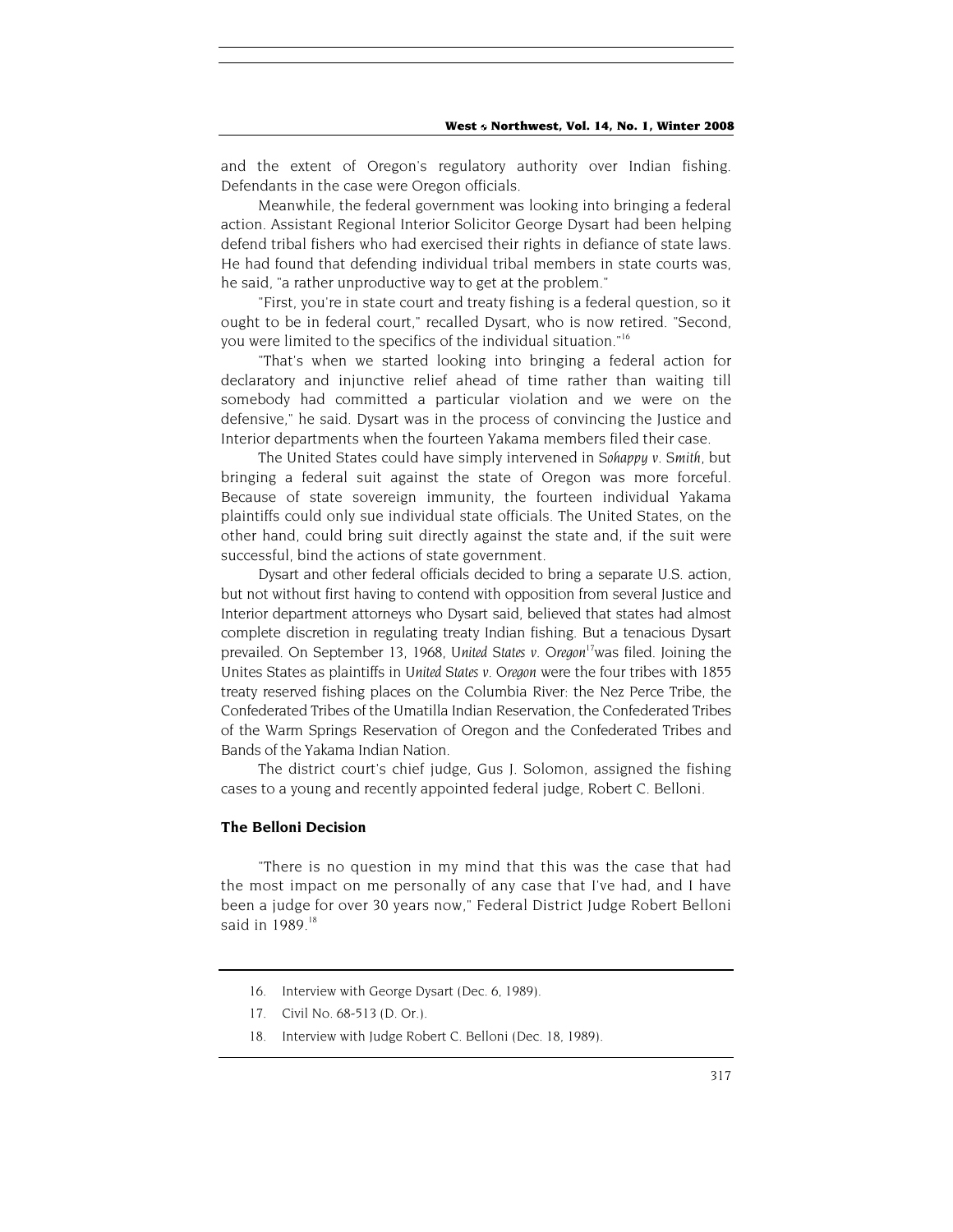and the extent of Oregon's regulatory authority over Indian fishing. Defendants in the case were Oregon officials.

Meanwhile, the federal government was looking into bringing a federal action. Assistant Regional Interior Solicitor George Dysart had been helping defend tribal fishers who had exercised their rights in defiance of state laws. He had found that defending individual tribal members in state courts was, he said, "a rather unproductive way to get at the problem."

"First, you're in state court and treaty fishing is a federal question, so it ought to be in federal court," recalled Dysart, who is now retired. "Second, you were limited to the specifics of the individual situation."[16]

"That's when we started looking into bringing a federal action for declaratory and injunctive relief ahead of time rather than waiting till somebody had committed a particular violation and we were on the defensive," he said. Dysart was in the process of convincing the Justice and Interior departments when the fourteen Yakama members filed their case.

The United States could have simply intervened in *Sohappy v. Smith*, but bringing a federal suit against the state of Oregon was more forceful. Because of state sovereign immunity, the fourteen individual Yakama plaintiffs could only sue individual state officials. The United States, on the other hand, could bring suit directly against the state and, if the suit were successful, bind the actions of state government.

Dysart and other federal officials decided to bring a separate U.S. action, but not without first having to contend with opposition from several Justice and Interior department attorneys who Dysart said, believed that states had almost complete discretion in regulating treaty Indian fishing. But a tenacious Dysart prevailed. On September 13, 1968, *United States v. Oregon*[17]was filed. Joining the Unites States as plaintiffs in *United States v. Oregon* were the four tribes with 1855 treaty reserved fishing places on the Columbia River: the Nez Perce Tribe, the Confederated Tribes of the Umatilla Indian Reservation, the Confederated Tribes of the Warm Springs Reservation of Oregon and the Confederated Tribes and Bands of the Yakama Indian Nation.

The district court's chief judge, Gus J. Solomon, assigned the fishing cases to a young and recently appointed federal judge, Robert C. Belloni.

## The Belloni Decision

"There is no question in my mind that this was the case that had the most impact on me personally of any case that I've had, and I have been a judge for over 30 years now," Federal District Judge Robert Belloni said in 1989.[18]

---

16. Interview with George Dysart (Dec. 6, 1989).
17. Civil No. 68-513 (D. Or.).
18. Interview with Judge Robert C. Belloni (Dec. 18, 1989).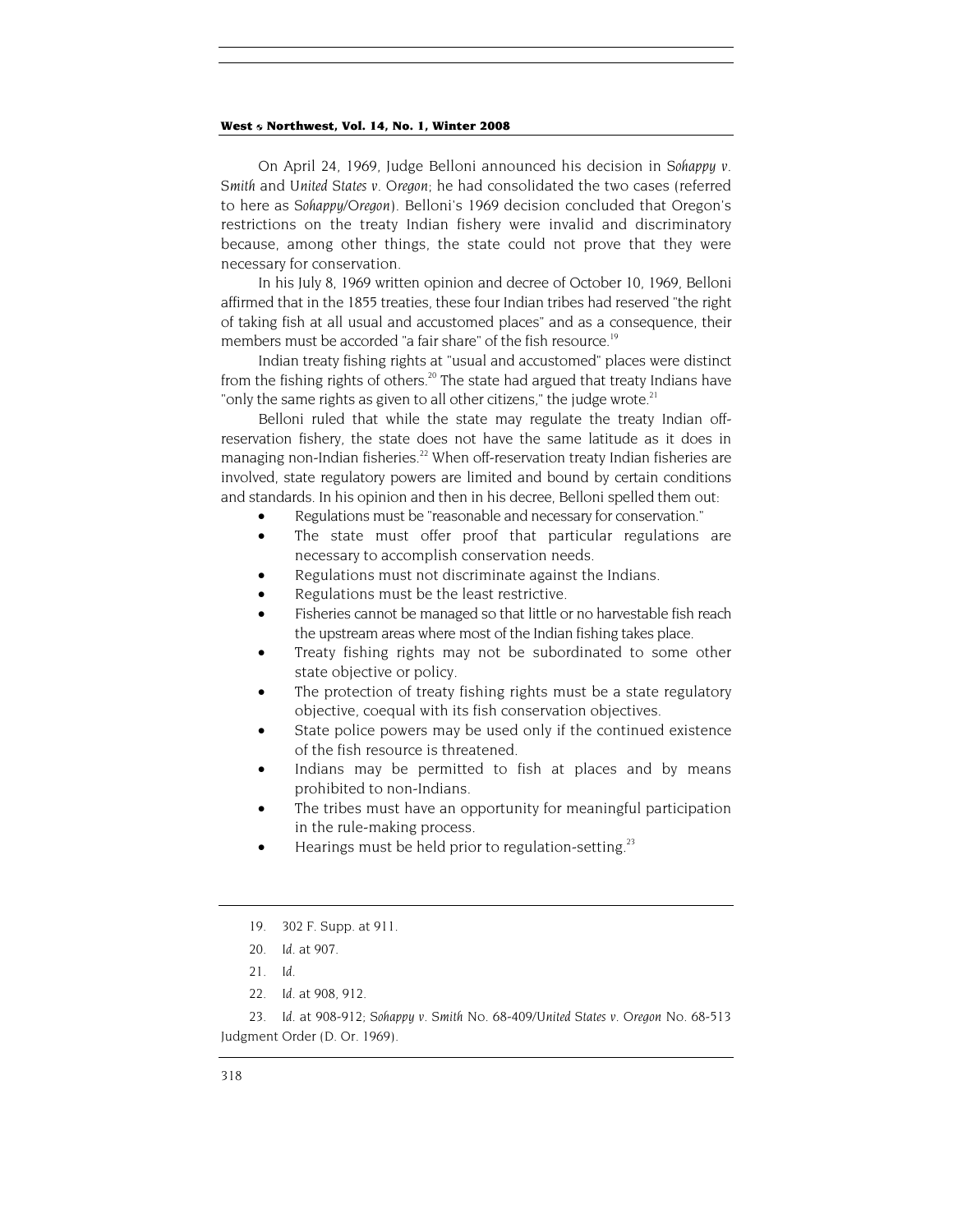On April 24, 1969, Judge Belloni announced his decision in *Sohappy v. Smith* and *United States v. Oregon*; he had consolidated the two cases (referred to here as *Sohappy/Oregon*). Belloni's 1969 decision concluded that Oregon's restrictions on the treaty Indian fishery were invalid and discriminatory because, among other things, the state could not prove that they were necessary for conservation.

In his July 8, 1969 written opinion and decree of October 10, 1969, Belloni affirmed that in the 1855 treaties, these four Indian tribes had reserved "the right of taking fish at all usual and accustomed places" and as a consequence, their members must be accorded "a fair share" of the fish resource.[19]

Indian treaty fishing rights at "usual and accustomed" places were distinct from the fishing rights of others.[20] The state had argued that treaty Indians have "only the same rights as given to all other citizens," the judge wrote.[21]

Belloni ruled that while the state may regulate the treaty Indian off-reservation fishery, the state does not have the same latitude as it does in managing non-Indian fisheries.[22] When off-reservation treaty Indian fisheries are involved, state regulatory powers are limited and bound by certain conditions and standards. In his opinion and then in his decree, Belloni spelled them out:

- Regulations must be "reasonable and necessary for conservation."
- The state must offer proof that particular regulations are necessary to accomplish conservation needs.
- Regulations must not discriminate against the Indians.
- Regulations must be the least restrictive.
- Fisheries cannot be managed so that little or no harvestable fish reach the upstream areas where most of the Indian fishing takes place.
- Treaty fishing rights may not be subordinated to some other state objective or policy.
- The protection of treaty fishing rights must be a state regulatory objective, coequal with its fish conservation objectives.
- State police powers may be used only if the continued existence of the fish resource is threatened.
- Indians may be permitted to fish at places and by means prohibited to non-Indians.
- The tribes must have an opportunity for meaningful participation in the rule-making process.
- Hearings must be held prior to regulation-setting.[23]

---

19. 302 F. Supp. at 911.

20. *Id.* at 907.

21. *Id.*

22. *Id.* at 908, 912.

23. *Id.* at 908-912; *Sohappy v. Smith* No. 68-409/*United States v. Oregon* No. 68-513 Judgment Order (D. Or. 1969).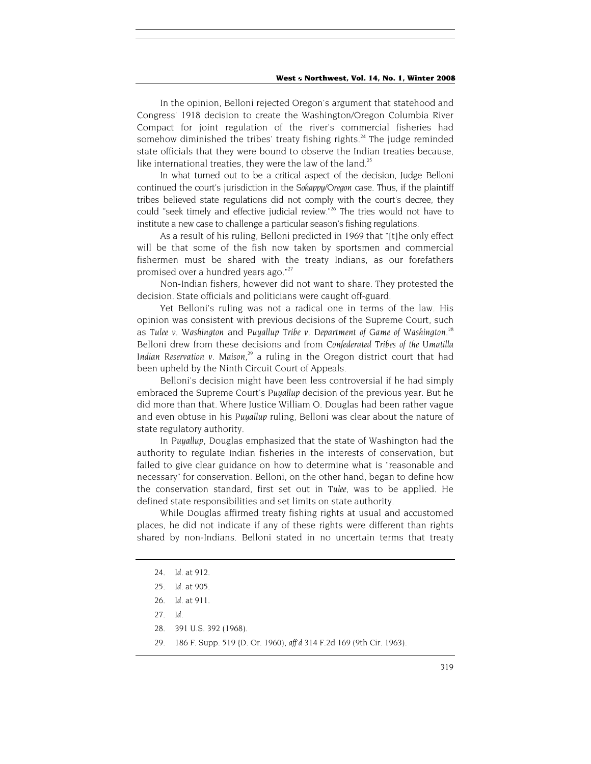In the opinion, Belloni rejected Oregon's argument that statehood and Congress' 1918 decision to create the Washington/Oregon Columbia River Compact for joint regulation of the river's commercial fisheries had somehow diminished the tribes' treaty fishing rights.[24] The judge reminded state officials that they were bound to observe the Indian treaties because, like international treaties, they were the law of the land.[25]

In what turned out to be a critical aspect of the decision, Judge Belloni continued the court's jurisdiction in the *Sohappy/Oregon* case. Thus, if the plaintiff tribes believed state regulations did not comply with the court's decree, they could "seek timely and effective judicial review."[26] The tries would not have to institute a new case to challenge a particular season's fishing regulations.

As a result of his ruling, Belloni predicted in 1969 that "[t]he only effect will be that some of the fish now taken by sportsmen and commercial fishermen must be shared with the treaty Indians, as our forefathers promised over a hundred years ago."[27]

Non-Indian fishers, however did not want to share. They protested the decision. State officials and politicians were caught off-guard.

Yet Belloni's ruling was not a radical one in terms of the law. His opinion was consistent with previous decisions of the Supreme Court, such as *Tulee v. Washington* and *Puyallup Tribe v. Department of Game of Washington*.[28] Belloni drew from these decisions and from *Confederated Tribes of the Umatilla Indian Reservation v. Maison*,[29] a ruling in the Oregon district court that had been upheld by the Ninth Circuit Court of Appeals.

Belloni's decision might have been less controversial if he had simply embraced the Supreme Court's *Puyallup* decision of the previous year. But he did more than that. Where Justice William O. Douglas had been rather vague and even obtuse in his *Puyallup* ruling, Belloni was clear about the nature of state regulatory authority.

In *Puyallup*, Douglas emphasized that the state of Washington had the authority to regulate Indian fisheries in the interests of conservation, but failed to give clear guidance on how to determine what is "reasonable and necessary" for conservation. Belloni, on the other hand, began to define how the conservation standard, first set out in *Tulee*, was to be applied. He defined state responsibilities and set limits on state authority.

While Douglas affirmed treaty fishing rights at usual and accustomed places, he did not indicate if any of these rights were different than rights shared by non-Indians. Belloni stated in no uncertain terms that treaty

---

24. *Id.* at 912.
25. *Id.* at 905.
26. *Id.* at 911.
27. *Id.*
28. 391 U.S. 392 (1968).
29. 186 F. Supp. 519 (D. Or. 1960), *aff'd* 314 F.2d 169 (9th Cir. 1963).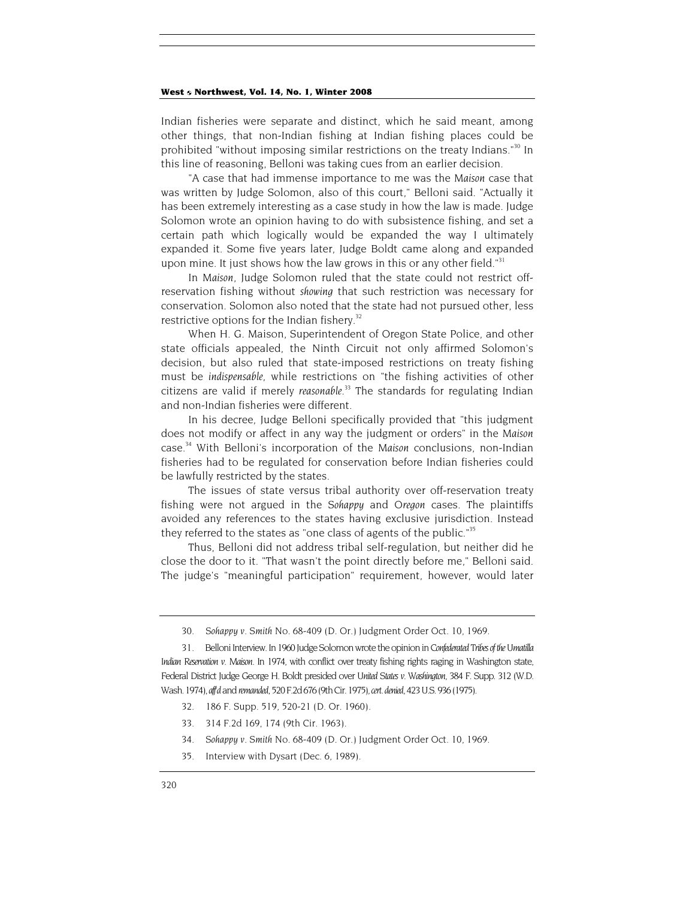Indian fisheries were separate and distinct, which he said meant, among other things, that non-Indian fishing at Indian fishing places could be prohibited "without imposing similar restrictions on the treaty Indians."[30] In this line of reasoning, Belloni was taking cues from an earlier decision.

"A case that had immense importance to me was the *Maison* case that was written by Judge Solomon, also of this court," Belloni said. "Actually it has been extremely interesting as a case study in how the law is made. Judge Solomon wrote an opinion having to do with subsistence fishing, and set a certain path which logically would be expanded the way I ultimately expanded it. Some five years later, Judge Boldt came along and expanded upon mine. It just shows how the law grows in this or any other field."[31]

In *Maison*, Judge Solomon ruled that the state could not restrict off-reservation fishing without *showing* that such restriction was necessary for conservation. Solomon also noted that the state had not pursued other, less restrictive options for the Indian fishery.[32]

When H. G. Maison, Superintendent of Oregon State Police, and other state officials appealed, the Ninth Circuit not only affirmed Solomon's decision, but also ruled that state-imposed restrictions on treaty fishing must be *indispensable*, while restrictions on "the fishing activities of other citizens are valid if merely *reasonable*.[33] The standards for regulating Indian and non-Indian fisheries were different.

In his decree, Judge Belloni specifically provided that "this judgment does not modify or affect in any way the judgment or orders" in the *Maison* case.[34] With Belloni's incorporation of the *Maison* conclusions, non-Indian fisheries had to be regulated for conservation before Indian fisheries could be lawfully restricted by the states.

The issues of state versus tribal authority over off-reservation treaty fishing were not argued in the *Sohappy* and *Oregon* cases. The plaintiffs avoided any references to the states having exclusive jurisdiction. Instead they referred to the states as "one class of agents of the public."[35]

Thus, Belloni did not address tribal self-regulation, but neither did he close the door to it. "That wasn't the point directly before me," Belloni said. The judge's "meaningful participation" requirement, however, would later

---

30. *Sohappy v. Smith* No. 68-409 (D. Or.) Judgment Order Oct. 10, 1969.

31. Belloni Interview. In 1960 Judge Solomon wrote the opinion in *Confederated Tribes of the Umatilla Indian Reservation v. Maison*. In 1974, with conflict over treaty fishing rights raging in Washington state, Federal District Judge George H. Boldt presided over *United States v. Washington*, 384 F. Supp. 312 (W.D. Wash. 1974), *aff'd* and *remanded*, 520 F.2d 676 (9th Cir. 1975), *cert. denied*, 423 U.S. 936 (1975).

32. 186 F. Supp. 519, 520-21 (D. Or. 1960).

33. 314 F.2d 169, 174 (9th Cir. 1963).

34. *Sohappy v. Smith* No. 68-409 (D. Or.) Judgment Order Oct. 10, 1969.

35. Interview with Dysart (Dec. 6, 1989).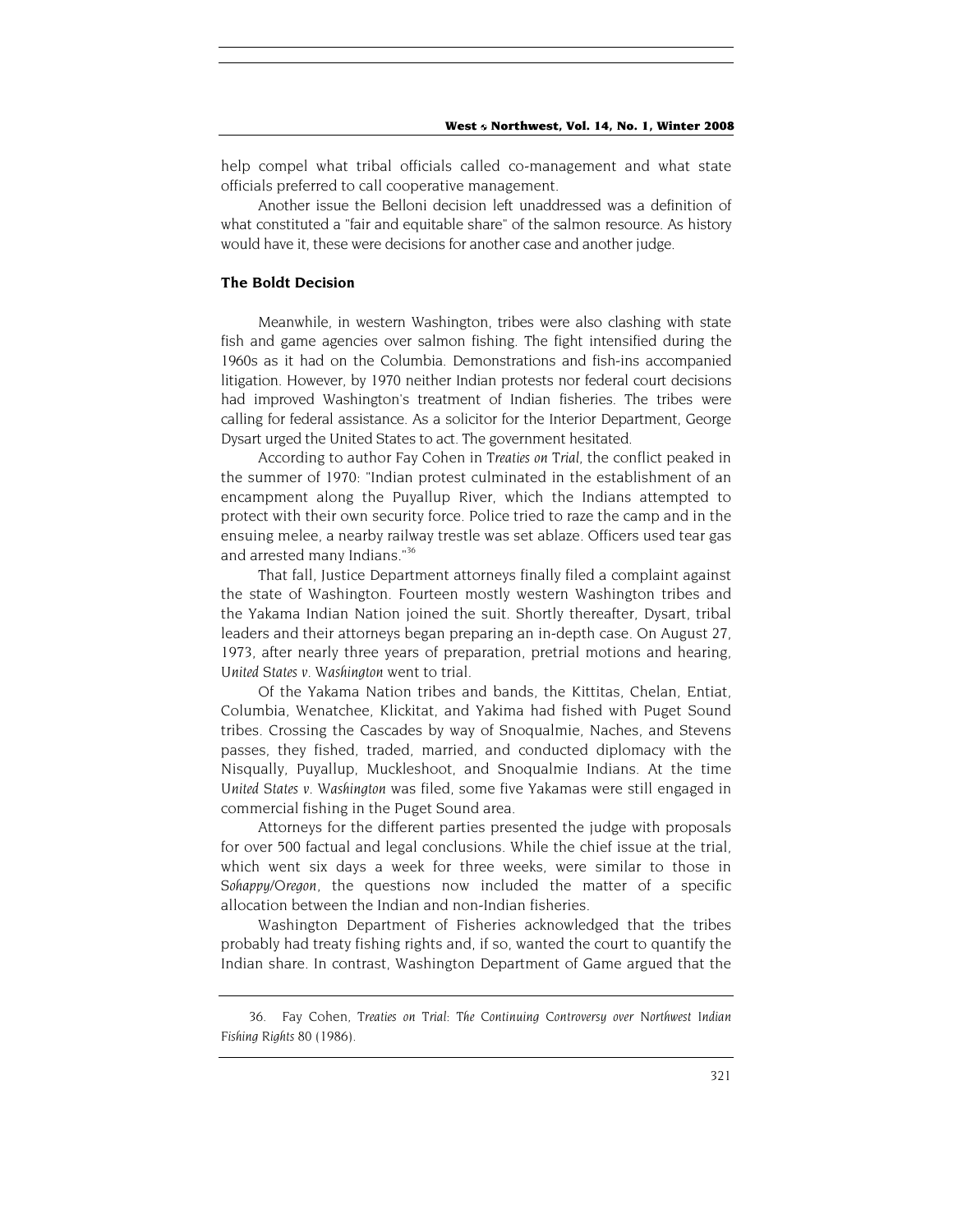help compel what tribal officials called co-management and what state officials preferred to call cooperative management.

Another issue the Belloni decision left unaddressed was a definition of what constituted a "fair and equitable share" of the salmon resource. As history would have it, these were decisions for another case and another judge.

### The Boldt Decision

Meanwhile, in western Washington, tribes were also clashing with state fish and game agencies over salmon fishing. The fight intensified during the 1960s as it had on the Columbia. Demonstrations and fish-ins accompanied litigation. However, by 1970 neither Indian protests nor federal court decisions had improved Washington's treatment of Indian fisheries. The tribes were calling for federal assistance. As a solicitor for the Interior Department, George Dysart urged the United States to act. The government hesitated.

According to author Fay Cohen in *Treaties on Trial*, the conflict peaked in the summer of 1970: "Indian protest culminated in the establishment of an encampment along the Puyallup River, which the Indians attempted to protect with their own security force. Police tried to raze the camp and in the ensuing melee, a nearby railway trestle was set ablaze. Officers used tear gas and arrested many Indians."[36]

That fall, Justice Department attorneys finally filed a complaint against the state of Washington. Fourteen mostly western Washington tribes and the Yakama Indian Nation joined the suit. Shortly thereafter, Dysart, tribal leaders and their attorneys began preparing an in-depth case. On August 27, 1973, after nearly three years of preparation, pretrial motions and hearing, *United States v. Washington* went to trial.

Of the Yakama Nation tribes and bands, the Kittitas, Chelan, Entiat, Columbia, Wenatchee, Klickitat, and Yakima had fished with Puget Sound tribes. Crossing the Cascades by way of Snoqualmie, Naches, and Stevens passes, they fished, traded, married, and conducted diplomacy with the Nisqually, Puyallup, Muckleshoot, and Snoqualmie Indians. At the time *United States v. Washington* was filed, some five Yakamas were still engaged in commercial fishing in the Puget Sound area.

Attorneys for the different parties presented the judge with proposals for over 500 factual and legal conclusions. While the chief issue at the trial, which went six days a week for three weeks, were similar to those in *Sohappy/Oregon*, the questions now included the matter of a specific allocation between the Indian and non-Indian fisheries.

Washington Department of Fisheries acknowledged that the tribes probably had treaty fishing rights and, if so, wanted the court to quantify the Indian share. In contrast, Washington Department of Game argued that the

---

36. Fay Cohen, *Treaties on Trial: The Continuing Controversy over Northwest Indian Fishing Rights* 80 (1986).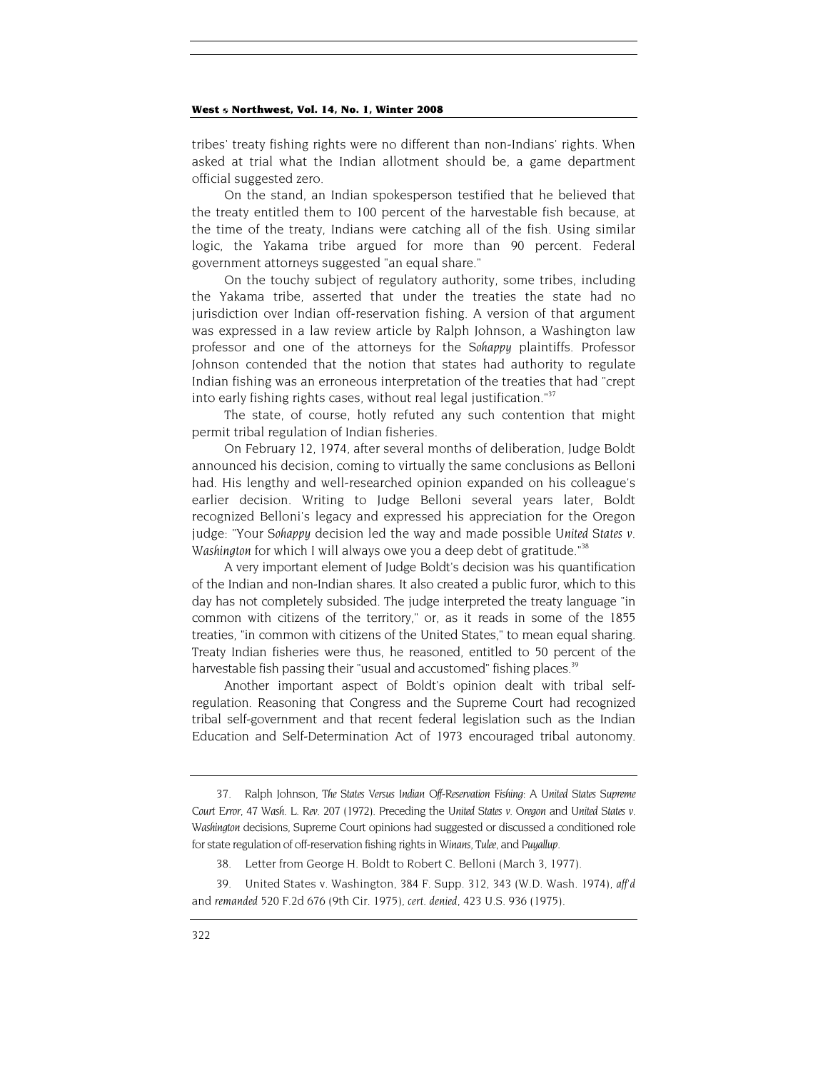tribes' treaty fishing rights were no different than non-Indians' rights. When asked at trial what the Indian allotment should be, a game department official suggested zero.

On the stand, an Indian spokesperson testified that he believed that the treaty entitled them to 100 percent of the harvestable fish because, at the time of the treaty, Indians were catching all of the fish. Using similar logic, the Yakama tribe argued for more than 90 percent. Federal government attorneys suggested "an equal share."

On the touchy subject of regulatory authority, some tribes, including the Yakama tribe, asserted that under the treaties the state had no jurisdiction over Indian off-reservation fishing. A version of that argument was expressed in a law review article by Ralph Johnson, a Washington law professor and one of the attorneys for the *Sohappy* plaintiffs. Professor Johnson contended that the notion that states had authority to regulate Indian fishing was an erroneous interpretation of the treaties that had "crept into early fishing rights cases, without real legal justification."[37]

The state, of course, hotly refuted any such contention that might permit tribal regulation of Indian fisheries.

On February 12, 1974, after several months of deliberation, Judge Boldt announced his decision, coming to virtually the same conclusions as Belloni had. His lengthy and well-researched opinion expanded on his colleague's earlier decision. Writing to Judge Belloni several years later, Boldt recognized Belloni's legacy and expressed his appreciation for the Oregon judge: "Your *Sohappy* decision led the way and made possible *United States v. Washington* for which I will always owe you a deep debt of gratitude."[38]

A very important element of Judge Boldt's decision was his quantification of the Indian and non-Indian shares. It also created a public furor, which to this day has not completely subsided. The judge interpreted the treaty language "in common with citizens of the territory," or, as it reads in some of the 1855 treaties, "in common with citizens of the United States," to mean equal sharing. Treaty Indian fisheries were thus, he reasoned, entitled to 50 percent of the harvestable fish passing their "usual and accustomed" fishing places.[39]

Another important aspect of Boldt's opinion dealt with tribal self-regulation. Reasoning that Congress and the Supreme Court had recognized tribal self-government and that recent federal legislation such as the Indian Education and Self-Determination Act of 1973 encouraged tribal autonomy.

---

37. Ralph Johnson, *The States Versus Indian Off-Reservation Fishing: A United States Supreme Court Error*, 47 *Wash. L. Rev.* 207 (1972). Preceding the *United States v. Oregon* and *United States v. Washington* decisions, Supreme Court opinions had suggested or discussed a conditioned role for state regulation of off-reservation fishing rights in *Winans*, *Tulee*, and *Puyallup*.

38. Letter from George H. Boldt to Robert C. Belloni (March 3, 1977).

39. United States v. Washington, 384 F. Supp. 312, 343 (W.D. Wash. 1974), *aff'd* and *remanded* 520 F.2d 676 (9th Cir. 1975), *cert. denied*, 423 U.S. 936 (1975).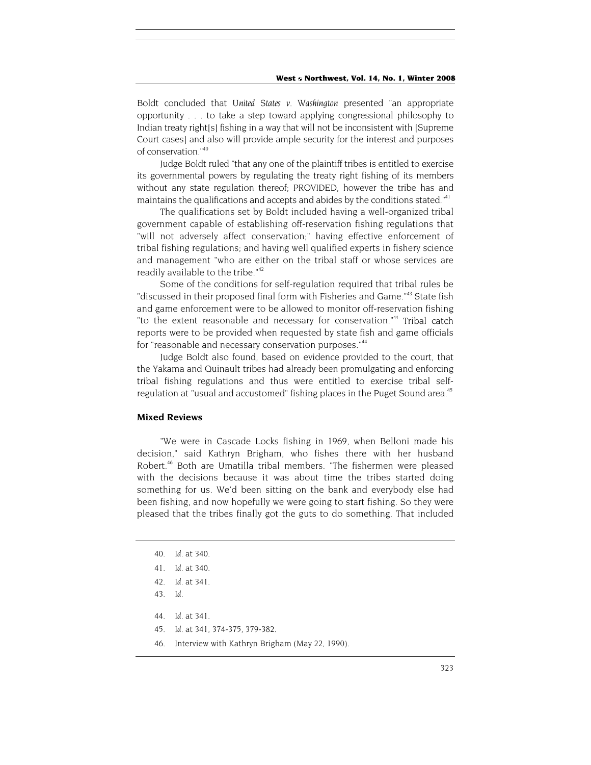Boldt concluded that *United States v. Washington* presented "an appropriate opportunity . . . to take a step toward applying congressional philosophy to Indian treaty right[s] fishing in a way that will not be inconsistent with [Supreme Court cases] and also will provide ample security for the interest and purposes of conservation."[40]

Judge Boldt ruled "that any one of the plaintiff tribes is entitled to exercise its governmental powers by regulating the treaty right fishing of its members without any state regulation thereof; PROVIDED, however the tribe has and maintains the qualifications and accepts and abides by the conditions stated."[41]

The qualifications set by Boldt included having a well-organized tribal government capable of establishing off-reservation fishing regulations that "will not adversely affect conservation;" having effective enforcement of tribal fishing regulations; and having well qualified experts in fishery science and management "who are either on the tribal staff or whose services are readily available to the tribe."[42]

Some of the conditions for self-regulation required that tribal rules be "discussed in their proposed final form with Fisheries and Game."[43] State fish and game enforcement were to be allowed to monitor off-reservation fishing "to the extent reasonable and necessary for conservation."[44] Tribal catch reports were to be provided when requested by state fish and game officials for "reasonable and necessary conservation purposes."[44]

Judge Boldt also found, based on evidence provided to the court, that the Yakama and Quinault tribes had already been promulgating and enforcing tribal fishing regulations and thus were entitled to exercise tribal self-regulation at "usual and accustomed" fishing places in the Puget Sound area.[45]

### Mixed Reviews

"We were in Cascade Locks fishing in 1969, when Belloni made his decision," said Kathryn Brigham, who fishes there with her husband Robert.[46] Both are Umatilla tribal members. "The fishermen were pleased with the decisions because it was about time the tribes started doing something for us. We'd been sitting on the bank and everybody else had been fishing, and now hopefully we were going to start fishing. So they were pleased that the tribes finally got the guts to do something. That included

---

40. *Id.* at 340.
41. *Id.* at 340.
42. *Id.* at 341.
43. *Id.*
44. *Id.* at 341.
45. *Id.* at 341, 374-375, 379-382.
46. Interview with Kathryn Brigham (May 22, 1990).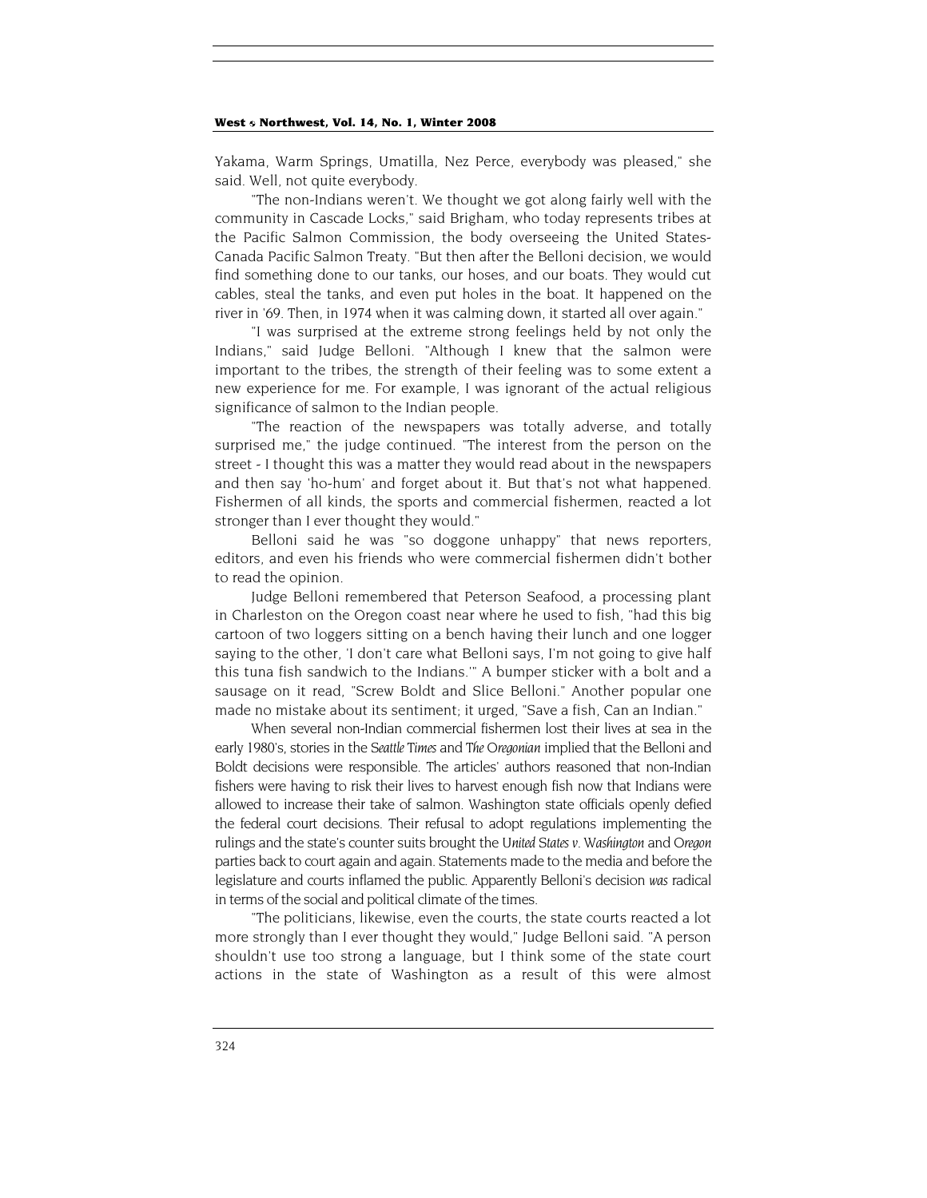Yakama, Warm Springs, Umatilla, Nez Perce, everybody was pleased," she said. Well, not quite everybody.

"The non-Indians weren't. We thought we got along fairly well with the community in Cascade Locks," said Brigham, who today represents tribes at the Pacific Salmon Commission, the body overseeing the United States-Canada Pacific Salmon Treaty. "But then after the Belloni decision, we would find something done to our tanks, our hoses, and our boats. They would cut cables, steal the tanks, and even put holes in the boat. It happened on the river in '69. Then, in 1974 when it was calming down, it started all over again."

"I was surprised at the extreme strong feelings held by not only the Indians," said Judge Belloni. "Although I knew that the salmon were important to the tribes, the strength of their feeling was to some extent a new experience for me. For example, I was ignorant of the actual religious significance of salmon to the Indian people.

"The reaction of the newspapers was totally adverse, and totally surprised me," the judge continued. "The interest from the person on the street - I thought this was a matter they would read about in the newspapers and then say 'ho-hum' and forget about it. But that's not what happened. Fishermen of all kinds, the sports and commercial fishermen, reacted a lot stronger than I ever thought they would."

Belloni said he was "so doggone unhappy" that news reporters, editors, and even his friends who were commercial fishermen didn't bother to read the opinion.

Judge Belloni remembered that Peterson Seafood, a processing plant in Charleston on the Oregon coast near where he used to fish, "had this big cartoon of two loggers sitting on a bench having their lunch and one logger saying to the other, 'I don't care what Belloni says, I'm not going to give half this tuna fish sandwich to the Indians.'" A bumper sticker with a bolt and a sausage on it read, "Screw Boldt and Slice Belloni." Another popular one made no mistake about its sentiment; it urged, "Save a fish, Can an Indian."

When several non-Indian commercial fishermen lost their lives at sea in the early 1980's, stories in the *Seattle Times* and *The Oregonian* implied that the Belloni and Boldt decisions were responsible. The articles' authors reasoned that non-Indian fishers were having to risk their lives to harvest enough fish now that Indians were allowed to increase their take of salmon. Washington state officials openly defied the federal court decisions. Their refusal to adopt regulations implementing the rulings and the state's counter suits brought the *United States v. Washington* and *Oregon* parties back to court again and again. Statements made to the media and before the legislature and courts inflamed the public. Apparently Belloni's decision *was* radical in terms of the social and political climate of the times.

"The politicians, likewise, even the courts, the state courts reacted a lot more strongly than I ever thought they would," Judge Belloni said. "A person shouldn't use too strong a language, but I think some of the state court actions in the state of Washington as a result of this were almost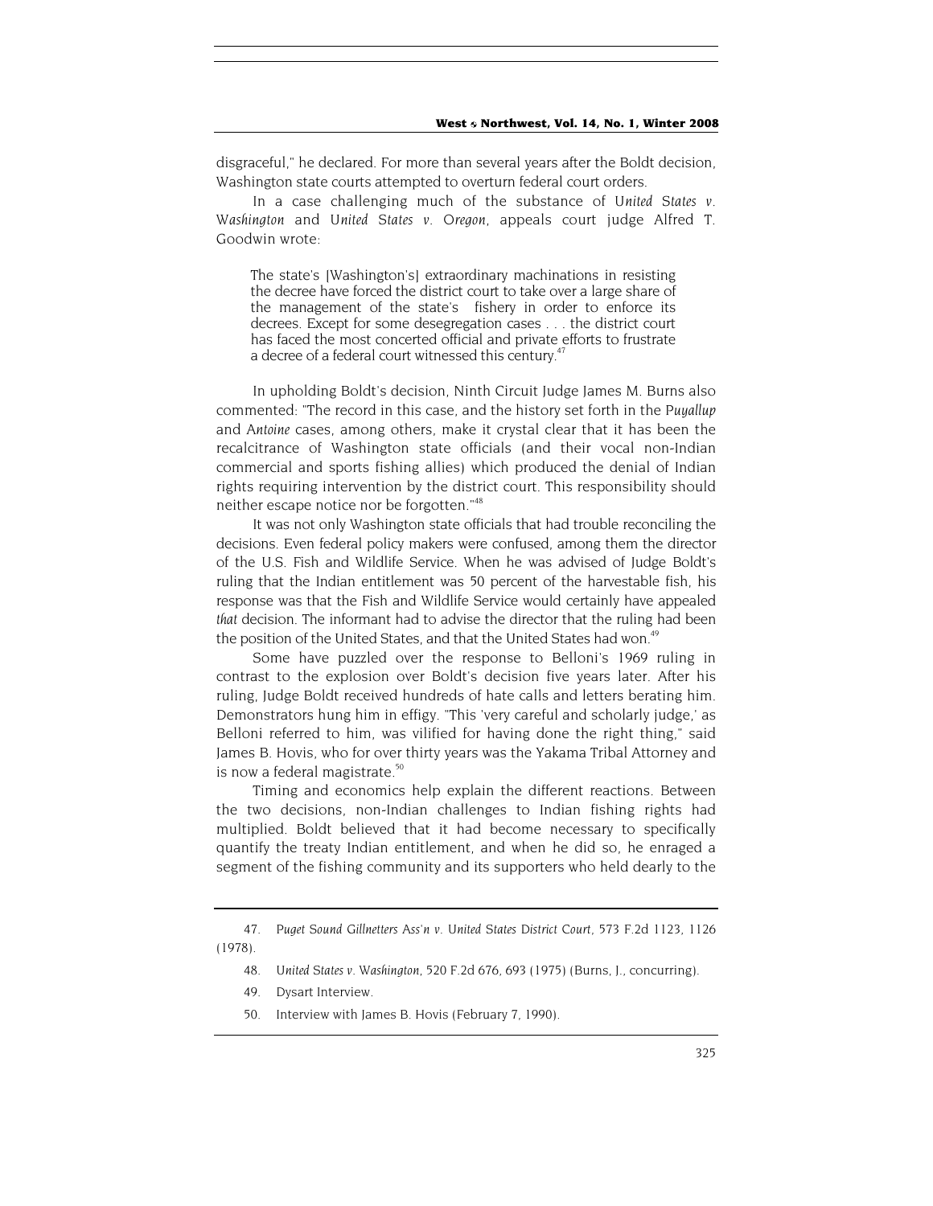disgraceful," he declared. For more than several years after the Boldt decision, Washington state courts attempted to overturn federal court orders.

In a case challenging much of the substance of *United States v. Washington* and *United States v. Oregon*, appeals court judge Alfred T. Goodwin wrote:

> The state's [Washington's] extraordinary machinations in resisting the decree have forced the district court to take over a large share of the management of the state's fishery in order to enforce its decrees. Except for some desegregation cases . . . the district court has faced the most concerted official and private efforts to frustrate a decree of a federal court witnessed this century.[47]

In upholding Boldt's decision, Ninth Circuit Judge James M. Burns also commented: "The record in this case, and the history set forth in the *Puyallup* and *Antoine* cases, among others, make it crystal clear that it has been the recalcitrance of Washington state officials (and their vocal non-Indian commercial and sports fishing allies) which produced the denial of Indian rights requiring intervention by the district court. This responsibility should neither escape notice nor be forgotten."[48]

It was not only Washington state officials that had trouble reconciling the decisions. Even federal policy makers were confused, among them the director of the U.S. Fish and Wildlife Service. When he was advised of Judge Boldt's ruling that the Indian entitlement was 50 percent of the harvestable fish, his response was that the Fish and Wildlife Service would certainly have appealed *that* decision. The informant had to advise the director that the ruling had been the position of the United States, and that the United States had won.[49]

Some have puzzled over the response to Belloni's 1969 ruling in contrast to the explosion over Boldt's decision five years later. After his ruling, Judge Boldt received hundreds of hate calls and letters berating him. Demonstrators hung him in effigy. "This 'very careful and scholarly judge,' as Belloni referred to him, was vilified for having done the right thing," said James B. Hovis, who for over thirty years was the Yakama Tribal Attorney and is now a federal magistrate.[50]

Timing and economics help explain the different reactions. Between the two decisions, non-Indian challenges to Indian fishing rights had multiplied. Boldt believed that it had become necessary to specifically quantify the treaty Indian entitlement, and when he did so, he enraged a segment of the fishing community and its supporters who held dearly to the

---

47. *Puget Sound Gillnetters Ass'n v. United States District Court*, 573 F.2d 1123, 1126 (1978).

48. *United States v. Washington*, 520 F.2d 676, 693 (1975) (Burns, J., concurring).

49. Dysart Interview.

50. Interview with James B. Hovis (February 7, 1990).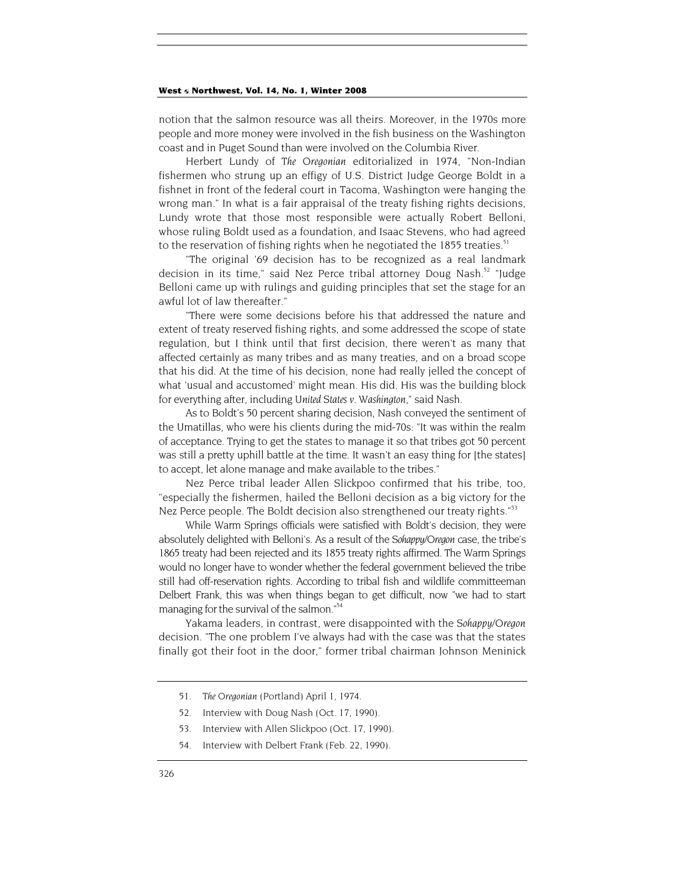notion that the salmon resource was all theirs. Moreover, in the 1970s more people and more money were involved in the fish business on the Washington coast and in Puget Sound than were involved on the Columbia River.

Herbert Lundy of *The Oregonian* editorialized in 1974, "Non-Indian fishermen who strung up an effigy of U.S. District Judge George Boldt in a fishnet in front of the federal court in Tacoma, Washington were hanging the wrong man." In what is a fair appraisal of the treaty fishing rights decisions, Lundy wrote that those most responsible were actually Robert Belloni, whose ruling Boldt used as a foundation, and Isaac Stevens, who had agreed to the reservation of fishing rights when he negotiated the 1855 treaties.[51]

"The original '69 decision has to be recognized as a real landmark decision in its time," said Nez Perce tribal attorney Doug Nash.[52] "Judge Belloni came up with rulings and guiding principles that set the stage for an awful lot of law thereafter."

"There were some decisions before his that addressed the nature and extent of treaty reserved fishing rights, and some addressed the scope of state regulation, but I think until that first decision, there weren't as many that affected certainly as many tribes and as many treaties, and on a broad scope that his did. At the time of his decision, none had really jelled the concept of what 'usual and accustomed' might mean. His did. His was the building block for everything after, including *United States v. Washington*," said Nash.

As to Boldt's 50 percent sharing decision, Nash conveyed the sentiment of the Umatillas, who were his clients during the mid-70s: "It was within the realm of acceptance. Trying to get the states to manage it so that tribes got 50 percent was still a pretty uphill battle at the time. It wasn't an easy thing for [the states] to accept, let alone manage and make available to the tribes."

Nez Perce tribal leader Allen Slickpoo confirmed that his tribe, too, "especially the fishermen, hailed the Belloni decision as a big victory for the Nez Perce people. The Boldt decision also strengthened our treaty rights."[53]

While Warm Springs officials were satisfied with Boldt's decision, they were absolutely delighted with Belloni's. As a result of the *Sohappy/Oregon* case, the tribe's 1865 treaty had been rejected and its 1855 treaty rights affirmed. The Warm Springs would no longer have to wonder whether the federal government believed the tribe still had off-reservation rights. According to tribal fish and wildlife committeeman Delbert Frank, this was when things began to get difficult, now "we had to start managing for the survival of the salmon."[54]

Yakama leaders, in contrast, were disappointed with the *Sohappy/Oregon* decision. "The one problem I've always had with the case was that the states finally got their foot in the door," former tribal chairman Johnson Meninick

---

51. *The Oregonian* (Portland) April 1, 1974.

52. Interview with Doug Nash (Oct. 17, 1990).

53. Interview with Allen Slickpoo (Oct. 17, 1990).

54. Interview with Delbert Frank (Feb. 22, 1990).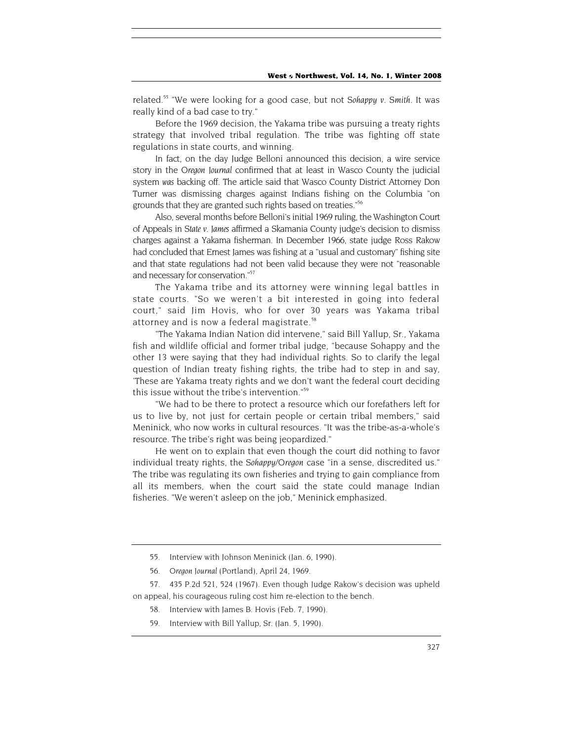related.[55] "We were looking for a good case, but not *Sohappy v. Smith*. It was really kind of a bad case to try."

Before the 1969 decision, the Yakama tribe was pursuing a treaty rights strategy that involved tribal regulation. The tribe was fighting off state regulations in state courts, and winning.

In fact, on the day Judge Belloni announced this decision, a wire service story in the *Oregon Journal* confirmed that at least in Wasco County the judicial system *was* backing off. The article said that Wasco County District Attorney Don Turner was dismissing charges against Indians fishing on the Columbia "on grounds that they are granted such rights based on treaties."[56]

Also, several months before Belloni's initial 1969 ruling, the Washington Court of Appeals in *State v. James* affirmed a Skamania County judge's decision to dismiss charges against a Yakama fisherman. In December 1966, state judge Ross Rakow had concluded that Ernest James was fishing at a "usual and customary" fishing site and that state regulations had not been valid because they were not "reasonable and necessary for conservation."[57]

The Yakama tribe and its attorney were winning legal battles in state courts. "So we weren't a bit interested in going into federal court," said Jim Hovis, who for over 30 years was Yakama tribal attorney and is now a federal magistrate.[58]

"The Yakama Indian Nation did intervene," said Bill Yallup, Sr., Yakama fish and wildlife official and former tribal judge, "because Sohappy and the other 13 were saying that they had individual rights. So to clarify the legal question of Indian treaty fishing rights, the tribe had to step in and say, 'These are Yakama treaty rights and we don't want the federal court deciding this issue without the tribe's intervention."[59]

"We had to be there to protect a resource which our forefathers left for us to live by, not just for certain people or certain tribal members," said Meninick, who now works in cultural resources. "It was the tribe-as-a-whole's resource. The tribe's right was being jeopardized."

He went on to explain that even though the court did nothing to favor individual treaty rights, the *Sohappy/Oregon* case "in a sense, discredited us." The tribe was regulating its own fisheries and trying to gain compliance from all its members, when the court said the state could manage Indian fisheries. "We weren't asleep on the job," Meninick emphasized.

---

55. Interview with Johnson Meninick (Jan. 6, 1990).

56. *Oregon Journal* (Portland), April 24, 1969.

57. 435 P.2d 521, 524 (1967). Even though Judge Rakow's decision was upheld on appeal, his courageous ruling cost him re-election to the bench.

58. Interview with James B. Hovis (Feb. 7, 1990).

59. Interview with Bill Yallup, Sr. (Jan. 5, 1990).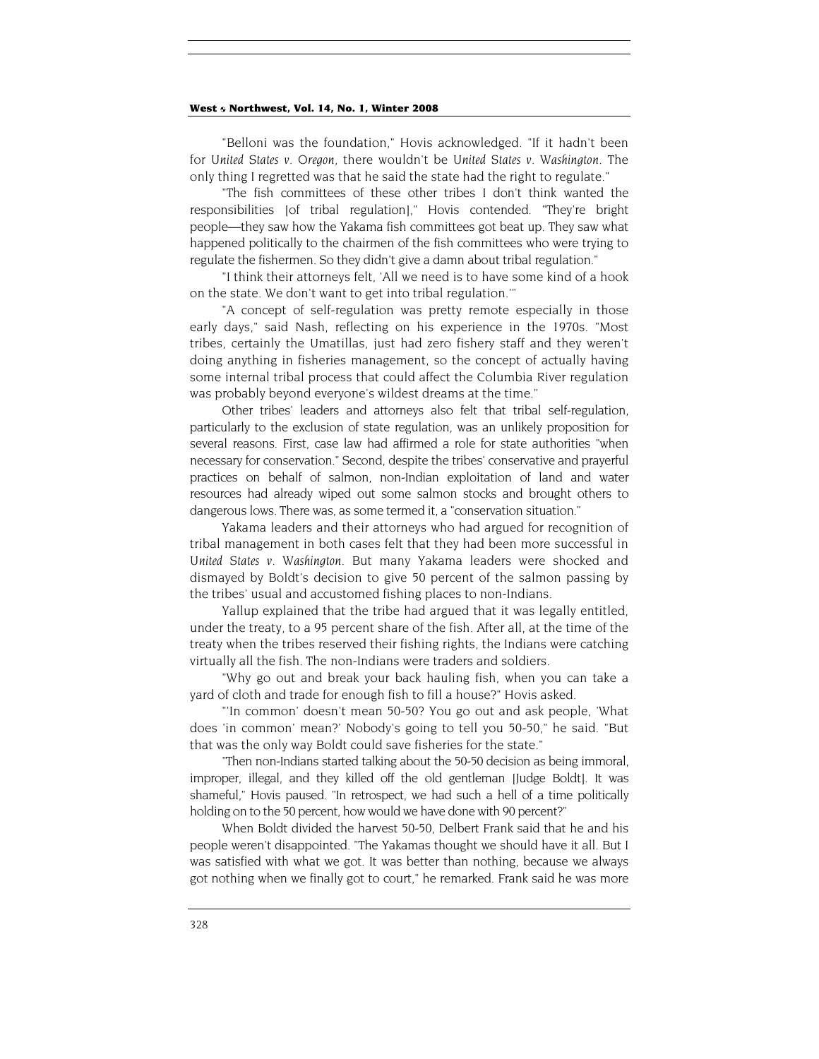"Belloni was the foundation," Hovis acknowledged. "If it hadn't been for *United States v. Oregon*, there wouldn't be *United States v. Washington*. The only thing I regretted was that he said the state had the right to regulate."

"The fish committees of these other tribes I don't think wanted the responsibilities [of tribal regulation]," Hovis contended. "They're bright people—they saw how the Yakama fish committees got beat up. They saw what happened politically to the chairmen of the fish committees who were trying to regulate the fishermen. So they didn't give a damn about tribal regulation."

"I think their attorneys felt, 'All we need is to have some kind of a hook on the state. We don't want to get into tribal regulation.'"

"A concept of self-regulation was pretty remote especially in those early days," said Nash, reflecting on his experience in the 1970s. "Most tribes, certainly the Umatillas, just had zero fishery staff and they weren't doing anything in fisheries management, so the concept of actually having some internal tribal process that could affect the Columbia River regulation was probably beyond everyone's wildest dreams at the time."

Other tribes' leaders and attorneys also felt that tribal self-regulation, particularly to the exclusion of state regulation, was an unlikely proposition for several reasons. First, case law had affirmed a role for state authorities "when necessary for conservation." Second, despite the tribes' conservative and prayerful practices on behalf of salmon, non-Indian exploitation of land and water resources had already wiped out some salmon stocks and brought others to dangerous lows. There was, as some termed it, a "conservation situation."

Yakama leaders and their attorneys who had argued for recognition of tribal management in both cases felt that they had been more successful in *United States v. Washington*. But many Yakama leaders were shocked and dismayed by Boldt's decision to give 50 percent of the salmon passing by the tribes' usual and accustomed fishing places to non-Indians.

Yallup explained that the tribe had argued that it was legally entitled, under the treaty, to a 95 percent share of the fish. After all, at the time of the treaty when the tribes reserved their fishing rights, the Indians were catching virtually all the fish. The non-Indians were traders and soldiers.

"Why go out and break your back hauling fish, when you can take a yard of cloth and trade for enough fish to fill a house?" Hovis asked.

"'In common' doesn't mean 50-50? You go out and ask people, 'What does 'in common' mean?' Nobody's going to tell you 50-50," he said. "But that was the only way Boldt could save fisheries for the state."

"Then non-Indians started talking about the 50-50 decision as being immoral, improper, illegal, and they killed off the old gentleman [Judge Boldt]. It was shameful," Hovis paused. "In retrospect, we had such a hell of a time politically holding on to the 50 percent, how would we have done with 90 percent?"

When Boldt divided the harvest 50-50, Delbert Frank said that he and his people weren't disappointed. "The Yakamas thought we should have it all. But I was satisfied with what we got. It was better than nothing, because we always got nothing when we finally got to court," he remarked. Frank said he was more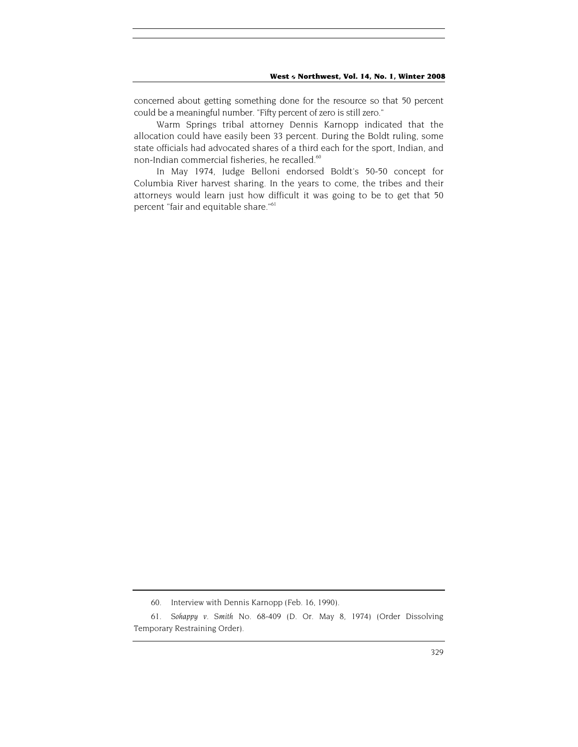concerned about getting something done for the resource so that 50 percent could be a meaningful number. "Fifty percent of zero is still zero."

Warm Springs tribal attorney Dennis Karnopp indicated that the allocation could have easily been 33 percent. During the Boldt ruling, some state officials had advocated shares of a third each for the sport, Indian, and non-Indian commercial fisheries, he recalled.[60]

In May 1974, Judge Belloni endorsed Boldt's 50-50 concept for Columbia River harvest sharing. In the years to come, the tribes and their attorneys would learn just how difficult it was going to be to get that 50 percent "fair and equitable share."[61]

---

60. Interview with Dennis Karnopp (Feb. 16, 1990).

61. *Sohappy v. Smith* No. 68-409 (D. Or. May 8, 1974) (Order Dissolving Temporary Restraining Order).